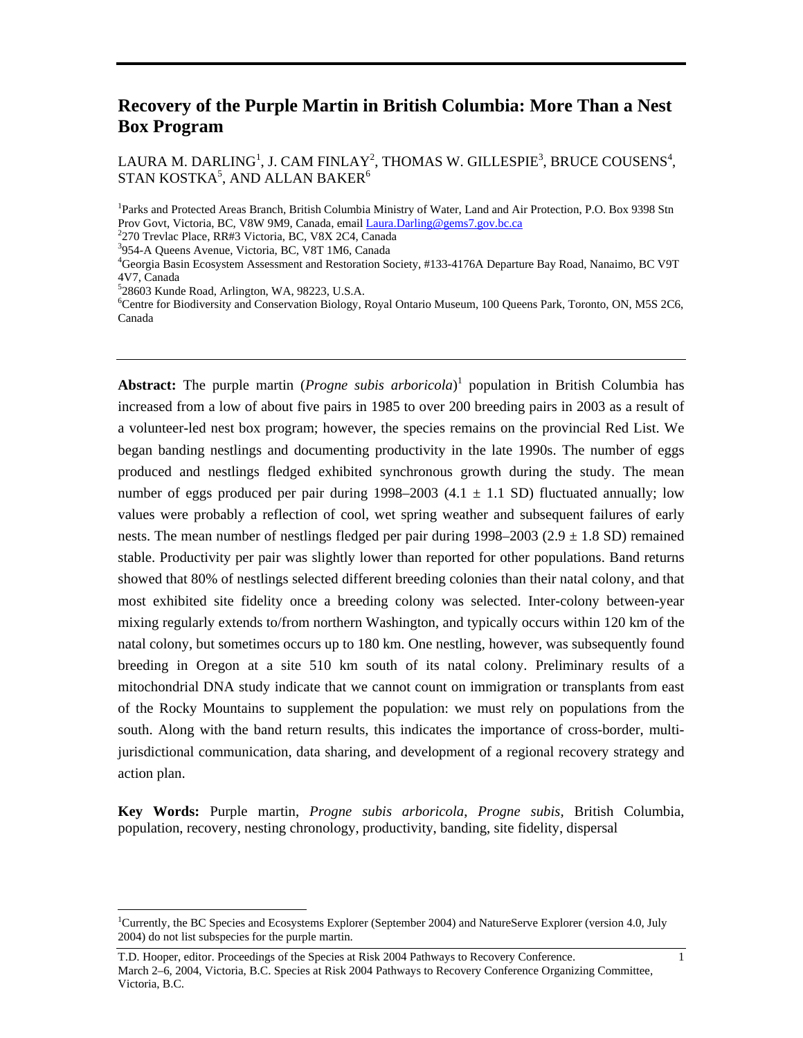# Recovery of the Purple Martin in British Columbia: More Than a Nest Box Program

LAURA M. DARLING[1], J. CAM FINLAY[2], THOMAS W. GILLESPIE[3], BRUCE COUSENS[4], STAN KOSTKA[5], AND ALLAN BAKER[6]

[1]Parks and Protected Areas Branch, British Columbia Ministry of Water, Land and Air Protection, P.O. Box 9398 Stn Prov Govt, Victoria, BC, V8W 9M9, Canada, email Laura.Darling@gems7.gov.bc.ca
[2]270 Trevlac Place, RR#3 Victoria, BC, V8X 2C4, Canada
[3]954-A Queens Avenue, Victoria, BC, V8T 1M6, Canada
[4]Georgia Basin Ecosystem Assessment and Restoration Society, #133-4176A Departure Bay Road, Nanaimo, BC V9T 4V7, Canada
[5]28603 Kunde Road, Arlington, WA, 98223, U.S.A.
[6]Centre for Biodiversity and Conservation Biology, Royal Ontario Museum, 100 Queens Park, Toronto, ON, M5S 2C6, Canada

---

**Abstract:** The purple martin (*Progne subis arboricola*)[1] population in British Columbia has increased from a low of about five pairs in 1985 to over 200 breeding pairs in 2003 as a result of a volunteer-led nest box program; however, the species remains on the provincial Red List. We began banding nestlings and documenting productivity in the late 1990s. The number of eggs produced and nestlings fledged exhibited synchronous growth during the study. The mean number of eggs produced per pair during 1998–2003 (4.1 ± 1.1 SD) fluctuated annually; low values were probably a reflection of cool, wet spring weather and subsequent failures of early nests. The mean number of nestlings fledged per pair during 1998–2003 (2.9 ± 1.8 SD) remained stable. Productivity per pair was slightly lower than reported for other populations. Band returns showed that 80% of nestlings selected different breeding colonies than their natal colony, and that most exhibited site fidelity once a breeding colony was selected. Inter-colony between-year mixing regularly extends to/from northern Washington, and typically occurs within 120 km of the natal colony, but sometimes occurs up to 180 km. One nestling, however, was subsequently found breeding in Oregon at a site 510 km south of its natal colony. Preliminary results of a mitochondrial DNA study indicate that we cannot count on immigration or transplants from east of the Rocky Mountains to supplement the population: we must rely on populations from the south. Along with the band return results, this indicates the importance of cross-border, multi-jurisdictional communication, data sharing, and development of a regional recovery strategy and action plan.

**Key Words:** Purple martin, *Progne subis arboricola*, *Progne subis*, British Columbia, population, recovery, nesting chronology, productivity, banding, site fidelity, dispersal

---

[1]Currently, the BC Species and Ecosystems Explorer (September 2004) and NatureServe Explorer (version 4.0, July 2004) do not list subspecies for the purple martin.

T.D. Hooper, editor. Proceedings of the Species at Risk 2004 Pathways to Recovery Conference. March 2–6, 2004, Victoria, B.C. Species at Risk 2004 Pathways to Recovery Conference Organizing Committee, Victoria, B.C.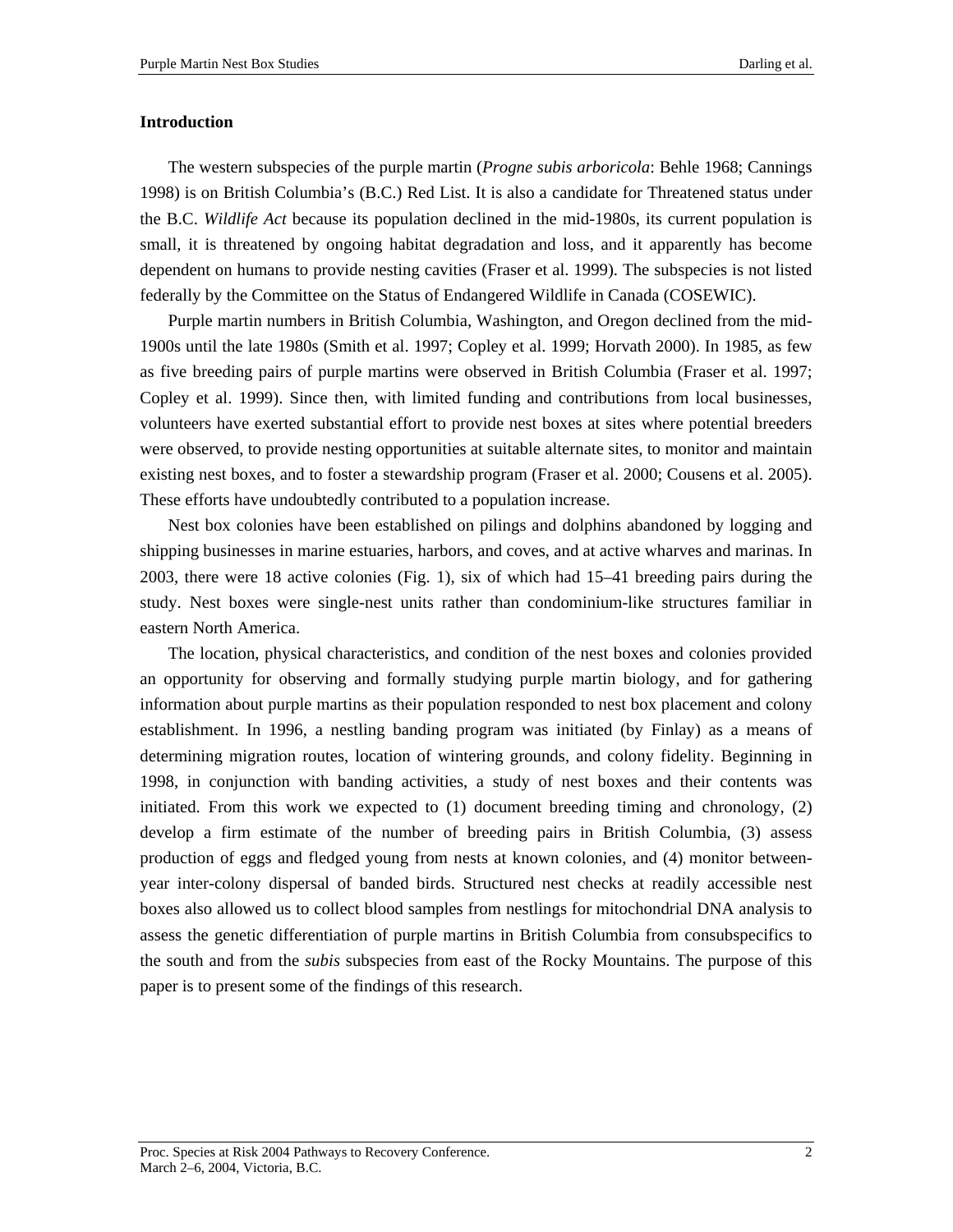## Introduction

The western subspecies of the purple martin (*Progne subis arboricola*: Behle 1968; Cannings 1998) is on British Columbia's (B.C.) Red List. It is also a candidate for Threatened status under the B.C. *Wildlife Act* because its population declined in the mid-1980s, its current population is small, it is threatened by ongoing habitat degradation and loss, and it apparently has become dependent on humans to provide nesting cavities (Fraser et al. 1999). The subspecies is not listed federally by the Committee on the Status of Endangered Wildlife in Canada (COSEWIC).

Purple martin numbers in British Columbia, Washington, and Oregon declined from the mid-1900s until the late 1980s (Smith et al. 1997; Copley et al. 1999; Horvath 2000). In 1985, as few as five breeding pairs of purple martins were observed in British Columbia (Fraser et al. 1997; Copley et al. 1999). Since then, with limited funding and contributions from local businesses, volunteers have exerted substantial effort to provide nest boxes at sites where potential breeders were observed, to provide nesting opportunities at suitable alternate sites, to monitor and maintain existing nest boxes, and to foster a stewardship program (Fraser et al. 2000; Cousens et al. 2005). These efforts have undoubtedly contributed to a population increase.

Nest box colonies have been established on pilings and dolphins abandoned by logging and shipping businesses in marine estuaries, harbors, and coves, and at active wharves and marinas. In 2003, there were 18 active colonies (Fig. 1), six of which had 15–41 breeding pairs during the study. Nest boxes were single-nest units rather than condominium-like structures familiar in eastern North America.

The location, physical characteristics, and condition of the nest boxes and colonies provided an opportunity for observing and formally studying purple martin biology, and for gathering information about purple martins as their population responded to nest box placement and colony establishment. In 1996, a nestling banding program was initiated (by Finlay) as a means of determining migration routes, location of wintering grounds, and colony fidelity. Beginning in 1998, in conjunction with banding activities, a study of nest boxes and their contents was initiated. From this work we expected to (1) document breeding timing and chronology, (2) develop a firm estimate of the number of breeding pairs in British Columbia, (3) assess production of eggs and fledged young from nests at known colonies, and (4) monitor between-year inter-colony dispersal of banded birds. Structured nest checks at readily accessible nest boxes also allowed us to collect blood samples from nestlings for mitochondrial DNA analysis to assess the genetic differentiation of purple martins in British Columbia from consubspecifics to the south and from the *subis* subspecies from east of the Rocky Mountains. The purpose of this paper is to present some of the findings of this research.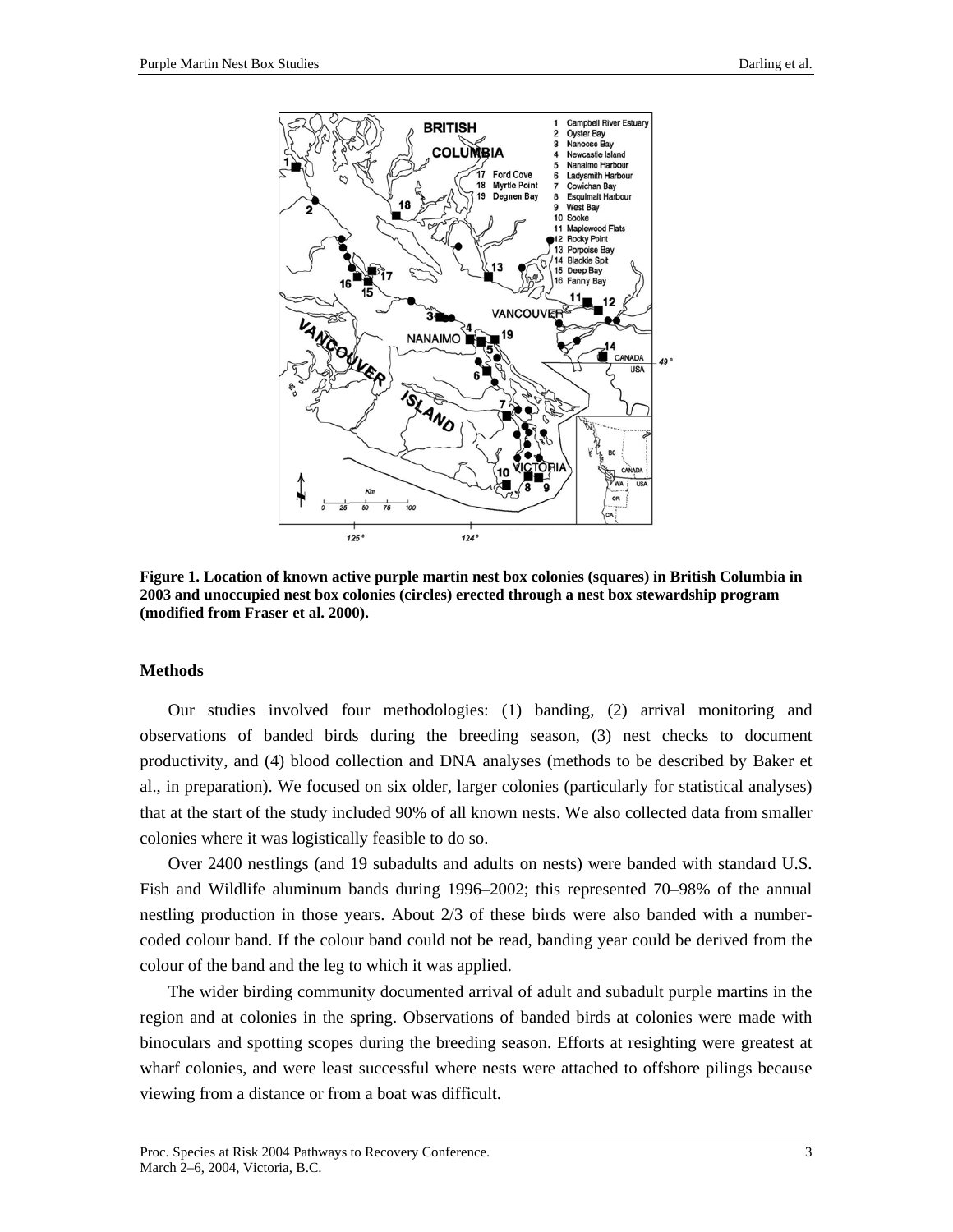**Figure 1. Location of known active purple martin nest box colonies (squares) in British Columbia in 2003 and unoccupied nest box colonies (circles) erected through a nest box stewardship program (modified from Fraser et al. 2000).**

### Methods

Our studies involved four methodologies: (1) banding, (2) arrival monitoring and observations of banded birds during the breeding season, (3) nest checks to document productivity, and (4) blood collection and DNA analyses (methods to be described by Baker et al., in preparation). We focused on six older, larger colonies (particularly for statistical analyses) that at the start of the study included 90% of all known nests. We also collected data from smaller colonies where it was logistically feasible to do so.

Over 2400 nestlings (and 19 subadults and adults on nests) were banded with standard U.S. Fish and Wildlife aluminum bands during 1996–2002; this represented 70–98% of the annual nestling production in those years. About 2/3 of these birds were also banded with a number-coded colour band. If the colour band could not be read, banding year could be derived from the colour of the band and the leg to which it was applied.

The wider birding community documented arrival of adult and subadult purple martins in the region and at colonies in the spring. Observations of banded birds at colonies were made with binoculars and spotting scopes during the breeding season. Efforts at resighting were greatest at wharf colonies, and were least successful where nests were attached to offshore pilings because viewing from a distance or from a boat was difficult.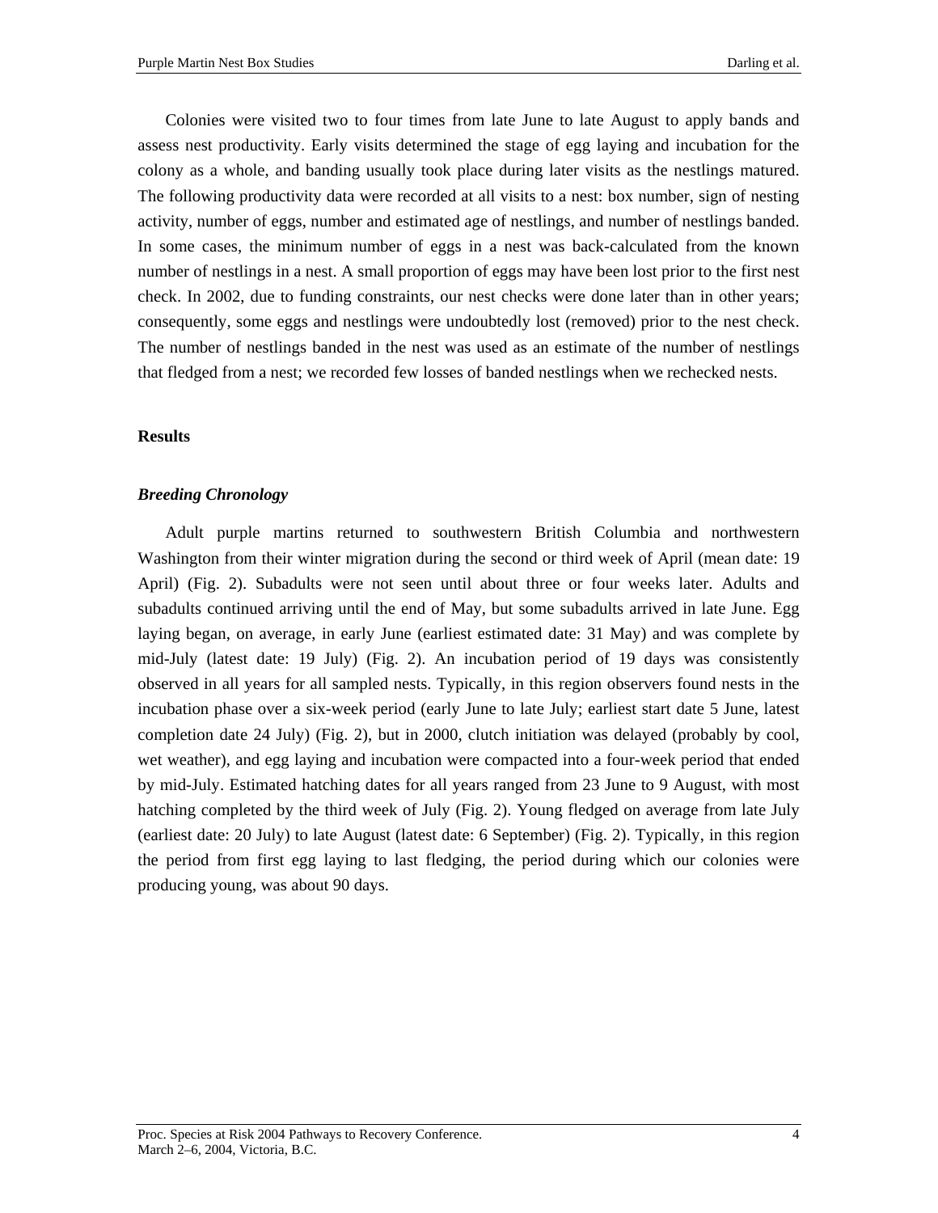Colonies were visited two to four times from late June to late August to apply bands and assess nest productivity. Early visits determined the stage of egg laying and incubation for the colony as a whole, and banding usually took place during later visits as the nestlings matured. The following productivity data were recorded at all visits to a nest: box number, sign of nesting activity, number of eggs, number and estimated age of nestlings, and number of nestlings banded. In some cases, the minimum number of eggs in a nest was back-calculated from the known number of nestlings in a nest. A small proportion of eggs may have been lost prior to the first nest check. In 2002, due to funding constraints, our nest checks were done later than in other years; consequently, some eggs and nestlings were undoubtedly lost (removed) prior to the nest check. The number of nestlings banded in the nest was used as an estimate of the number of nestlings that fledged from a nest; we recorded few losses of banded nestlings when we rechecked nests.

## Results

### *Breeding Chronology*

Adult purple martins returned to southwestern British Columbia and northwestern Washington from their winter migration during the second or third week of April (mean date: 19 April) (Fig. 2). Subadults were not seen until about three or four weeks later. Adults and subadults continued arriving until the end of May, but some subadults arrived in late June. Egg laying began, on average, in early June (earliest estimated date: 31 May) and was complete by mid-July (latest date: 19 July) (Fig. 2). An incubation period of 19 days was consistently observed in all years for all sampled nests. Typically, in this region observers found nests in the incubation phase over a six-week period (early June to late July; earliest start date 5 June, latest completion date 24 July) (Fig. 2), but in 2000, clutch initiation was delayed (probably by cool, wet weather), and egg laying and incubation were compacted into a four-week period that ended by mid-July. Estimated hatching dates for all years ranged from 23 June to 9 August, with most hatching completed by the third week of July (Fig. 2). Young fledged on average from late July (earliest date: 20 July) to late August (latest date: 6 September) (Fig. 2). Typically, in this region the period from first egg laying to last fledging, the period during which our colonies were producing young, was about 90 days.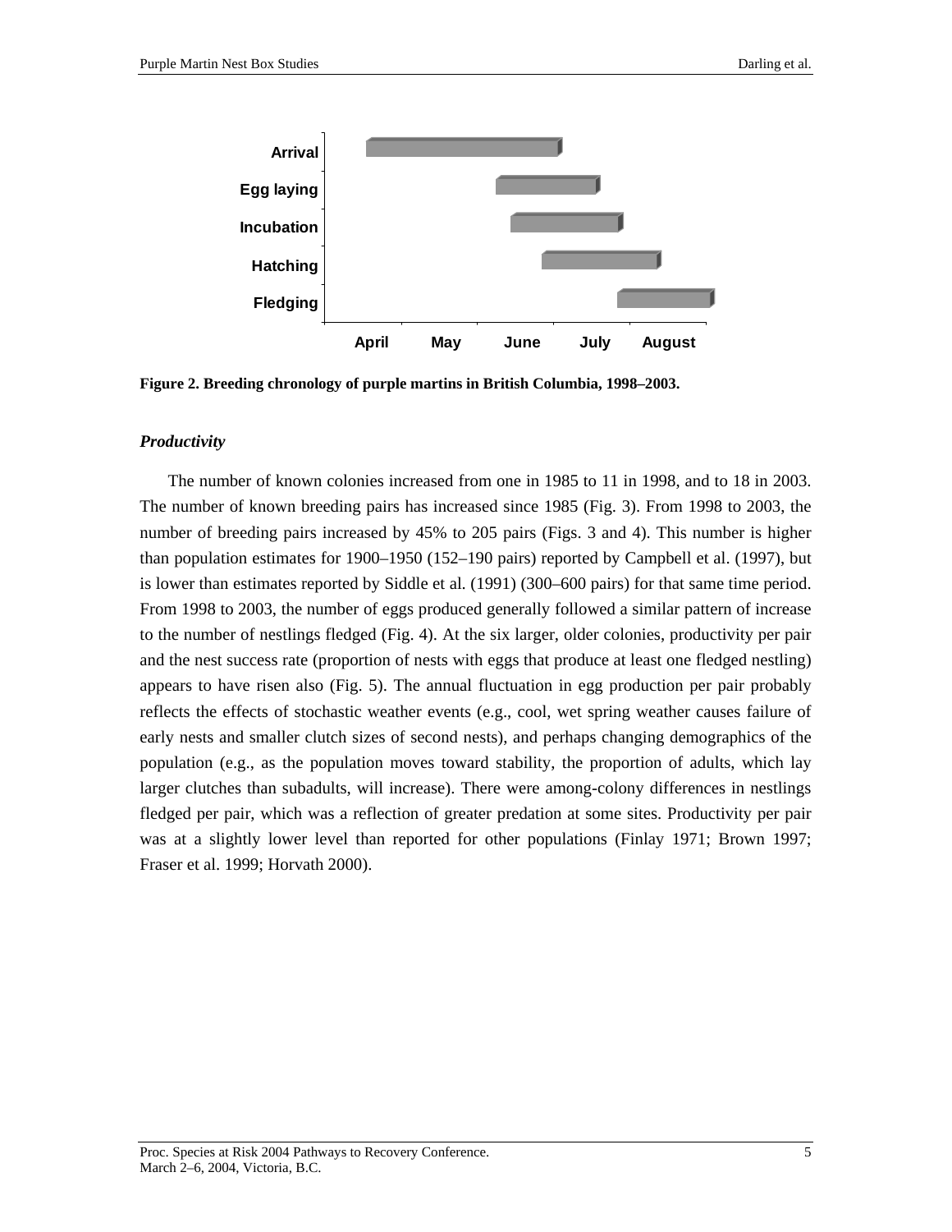Figure 2. Breeding chronology of purple martins in British Columbia, 1998–2003.

### *Productivity*

The number of known colonies increased from one in 1985 to 11 in 1998, and to 18 in 2003. The number of known breeding pairs has increased since 1985 (Fig. 3). From 1998 to 2003, the number of breeding pairs increased by 45% to 205 pairs (Figs. 3 and 4). This number is higher than population estimates for 1900–1950 (152–190 pairs) reported by Campbell et al. (1997), but is lower than estimates reported by Siddle et al. (1991) (300–600 pairs) for that same time period. From 1998 to 2003, the number of eggs produced generally followed a similar pattern of increase to the number of nestlings fledged (Fig. 4). At the six larger, older colonies, productivity per pair and the nest success rate (proportion of nests with eggs that produce at least one fledged nestling) appears to have risen also (Fig. 5). The annual fluctuation in egg production per pair probably reflects the effects of stochastic weather events (e.g., cool, wet spring weather causes failure of early nests and smaller clutch sizes of second nests), and perhaps changing demographics of the population (e.g., as the population moves toward stability, the proportion of adults, which lay larger clutches than subadults, will increase). There were among-colony differences in nestlings fledged per pair, which was a reflection of greater predation at some sites. Productivity per pair was at a slightly lower level than reported for other populations (Finlay 1971; Brown 1997; Fraser et al. 1999; Horvath 2000).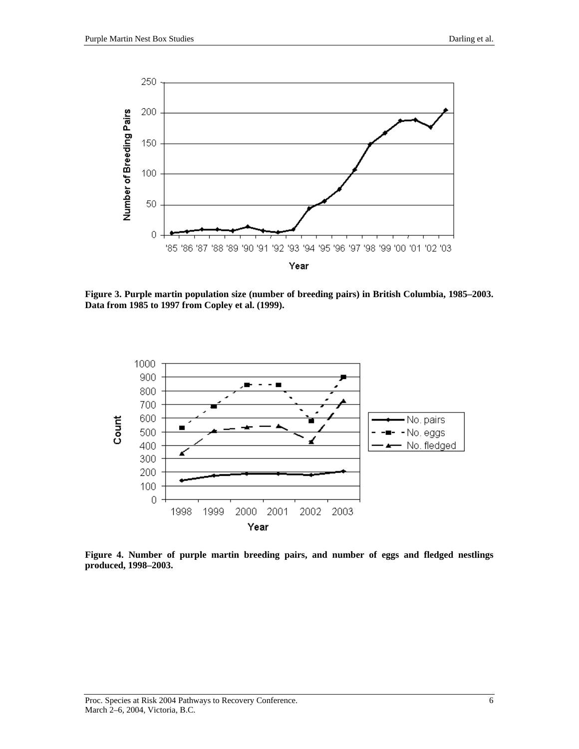**Figure 3. Purple martin population size (number of breeding pairs) in British Columbia, 1985–2003. Data from 1985 to 1997 from Copley et al. (1999).**

**Figure 4. Number of purple martin breeding pairs, and number of eggs and fledged nestlings produced, 1998–2003.**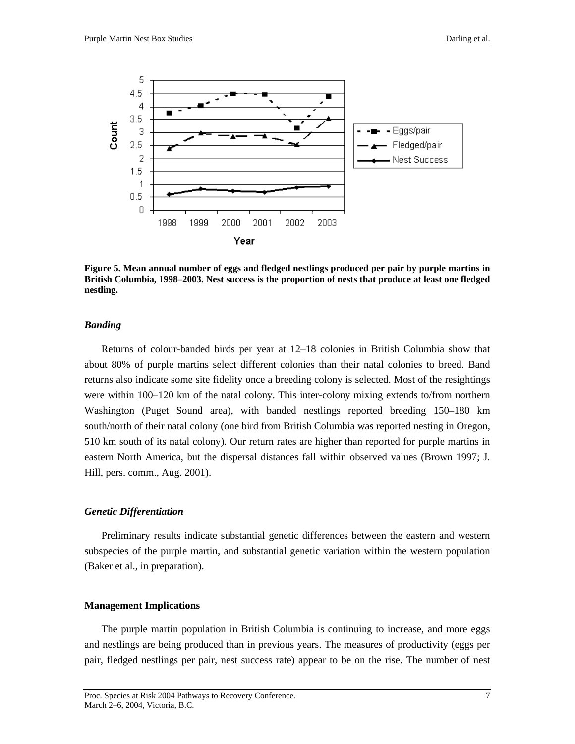**Figure 5. Mean annual number of eggs and fledged nestlings produced per pair by purple martins in British Columbia, 1998–2003. Nest success is the proportion of nests that produce at least one fledged nestling.**

### *Banding*

Returns of colour-banded birds per year at 12–18 colonies in British Columbia show that about 80% of purple martins select different colonies than their natal colonies to breed. Band returns also indicate some site fidelity once a breeding colony is selected. Most of the resightings were within 100–120 km of the natal colony. This inter-colony mixing extends to/from northern Washington (Puget Sound area), with banded nestlings reported breeding 150–180 km south/north of their natal colony (one bird from British Columbia was reported nesting in Oregon, 510 km south of its natal colony). Our return rates are higher than reported for purple martins in eastern North America, but the dispersal distances fall within observed values (Brown 1997; J. Hill, pers. comm., Aug. 2001).

### *Genetic Differentiation*

Preliminary results indicate substantial genetic differences between the eastern and western subspecies of the purple martin, and substantial genetic variation within the western population (Baker et al., in preparation).

## Management Implications

The purple martin population in British Columbia is continuing to increase, and more eggs and nestlings are being produced than in previous years. The measures of productivity (eggs per pair, fledged nestlings per pair, nest success rate) appear to be on the rise. The number of nest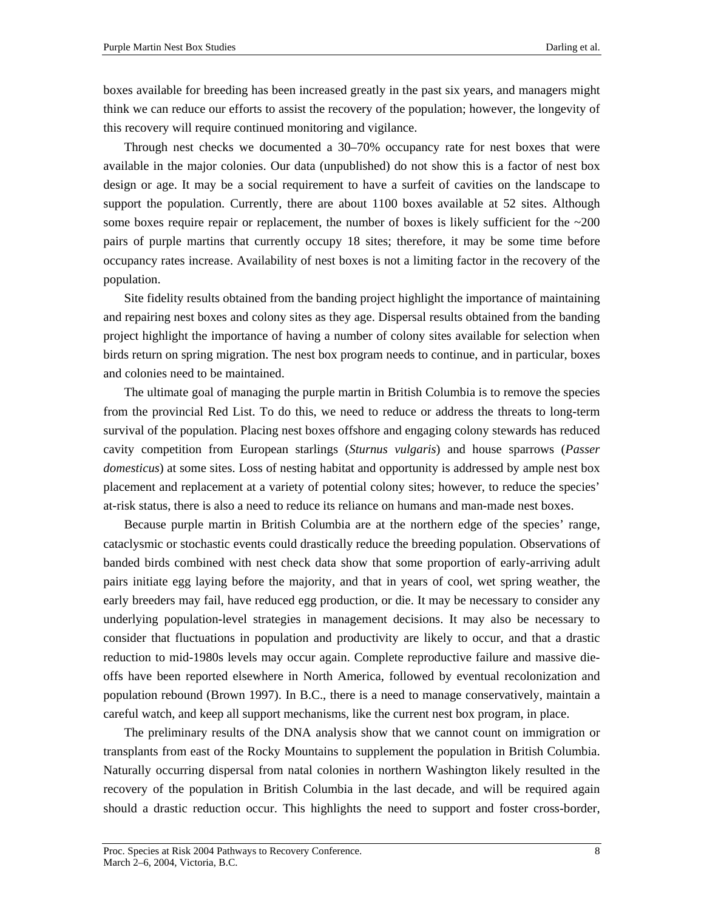boxes available for breeding has been increased greatly in the past six years, and managers might think we can reduce our efforts to assist the recovery of the population; however, the longevity of this recovery will require continued monitoring and vigilance.

Through nest checks we documented a 30–70% occupancy rate for nest boxes that were available in the major colonies. Our data (unpublished) do not show this is a factor of nest box design or age. It may be a social requirement to have a surfeit of cavities on the landscape to support the population. Currently, there are about 1100 boxes available at 52 sites. Although some boxes require repair or replacement, the number of boxes is likely sufficient for the ~200 pairs of purple martins that currently occupy 18 sites; therefore, it may be some time before occupancy rates increase. Availability of nest boxes is not a limiting factor in the recovery of the population.

Site fidelity results obtained from the banding project highlight the importance of maintaining and repairing nest boxes and colony sites as they age. Dispersal results obtained from the banding project highlight the importance of having a number of colony sites available for selection when birds return on spring migration. The nest box program needs to continue, and in particular, boxes and colonies need to be maintained.

The ultimate goal of managing the purple martin in British Columbia is to remove the species from the provincial Red List. To do this, we need to reduce or address the threats to long-term survival of the population. Placing nest boxes offshore and engaging colony stewards has reduced cavity competition from European starlings (*Sturnus vulgaris*) and house sparrows (*Passer domesticus*) at some sites. Loss of nesting habitat and opportunity is addressed by ample nest box placement and replacement at a variety of potential colony sites; however, to reduce the species' at-risk status, there is also a need to reduce its reliance on humans and man-made nest boxes.

Because purple martin in British Columbia are at the northern edge of the species' range, cataclysmic or stochastic events could drastically reduce the breeding population. Observations of banded birds combined with nest check data show that some proportion of early-arriving adult pairs initiate egg laying before the majority, and that in years of cool, wet spring weather, the early breeders may fail, have reduced egg production, or die. It may be necessary to consider any underlying population-level strategies in management decisions. It may also be necessary to consider that fluctuations in population and productivity are likely to occur, and that a drastic reduction to mid-1980s levels may occur again. Complete reproductive failure and massive die-offs have been reported elsewhere in North America, followed by eventual recolonization and population rebound (Brown 1997). In B.C., there is a need to manage conservatively, maintain a careful watch, and keep all support mechanisms, like the current nest box program, in place.

The preliminary results of the DNA analysis show that we cannot count on immigration or transplants from east of the Rocky Mountains to supplement the population in British Columbia. Naturally occurring dispersal from natal colonies in northern Washington likely resulted in the recovery of the population in British Columbia in the last decade, and will be required again should a drastic reduction occur. This highlights the need to support and foster cross-border,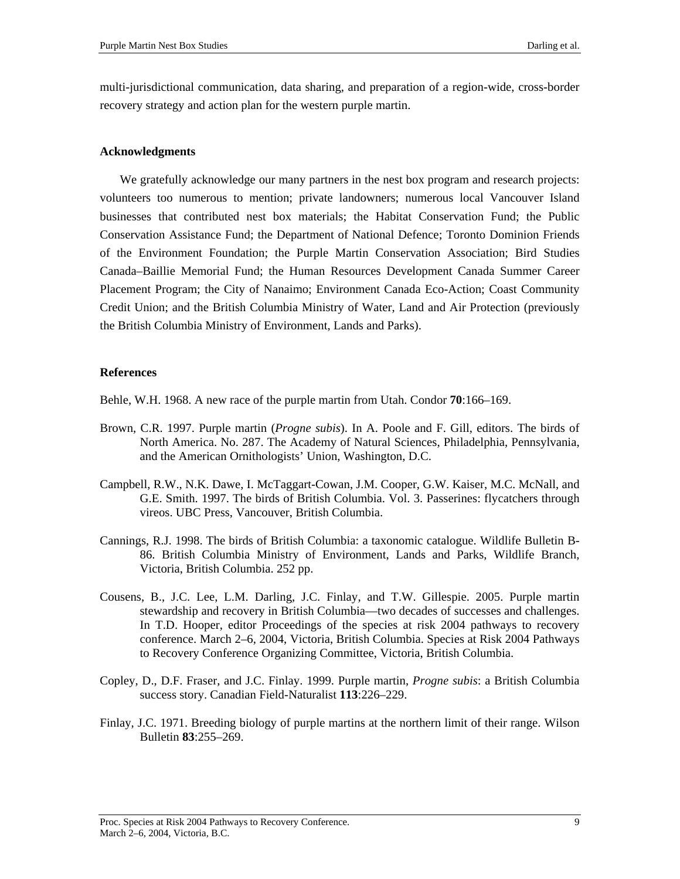multi-jurisdictional communication, data sharing, and preparation of a region-wide, cross-border recovery strategy and action plan for the western purple martin.

## Acknowledgments

We gratefully acknowledge our many partners in the nest box program and research projects: volunteers too numerous to mention; private landowners; numerous local Vancouver Island businesses that contributed nest box materials; the Habitat Conservation Fund; the Public Conservation Assistance Fund; the Department of National Defence; Toronto Dominion Friends of the Environment Foundation; the Purple Martin Conservation Association; Bird Studies Canada–Baillie Memorial Fund; the Human Resources Development Canada Summer Career Placement Program; the City of Nanaimo; Environment Canada Eco-Action; Coast Community Credit Union; and the British Columbia Ministry of Water, Land and Air Protection (previously the British Columbia Ministry of Environment, Lands and Parks).

## References

Behle, W.H. 1968. A new race of the purple martin from Utah. Condor **70**:166–169.

Brown, C.R. 1997. Purple martin (*Progne subis*). In A. Poole and F. Gill, editors. The birds of North America. No. 287. The Academy of Natural Sciences, Philadelphia, Pennsylvania, and the American Ornithologists' Union, Washington, D.C.

Campbell, R.W., N.K. Dawe, I. McTaggart-Cowan, J.M. Cooper, G.W. Kaiser, M.C. McNall, and G.E. Smith. 1997. The birds of British Columbia. Vol. 3. Passerines: flycatchers through vireos. UBC Press, Vancouver, British Columbia.

Cannings, R.J. 1998. The birds of British Columbia: a taxonomic catalogue. Wildlife Bulletin B-86. British Columbia Ministry of Environment, Lands and Parks, Wildlife Branch, Victoria, British Columbia. 252 pp.

Cousens, B., J.C. Lee, L.M. Darling, J.C. Finlay, and T.W. Gillespie. 2005. Purple martin stewardship and recovery in British Columbia—two decades of successes and challenges. In T.D. Hooper, editor Proceedings of the species at risk 2004 pathways to recovery conference. March 2–6, 2004, Victoria, British Columbia. Species at Risk 2004 Pathways to Recovery Conference Organizing Committee, Victoria, British Columbia.

Copley, D., D.F. Fraser, and J.C. Finlay. 1999. Purple martin, *Progne subis*: a British Columbia success story. Canadian Field-Naturalist **113**:226–229.

Finlay, J.C. 1971. Breeding biology of purple martins at the northern limit of their range. Wilson Bulletin **83**:255–269.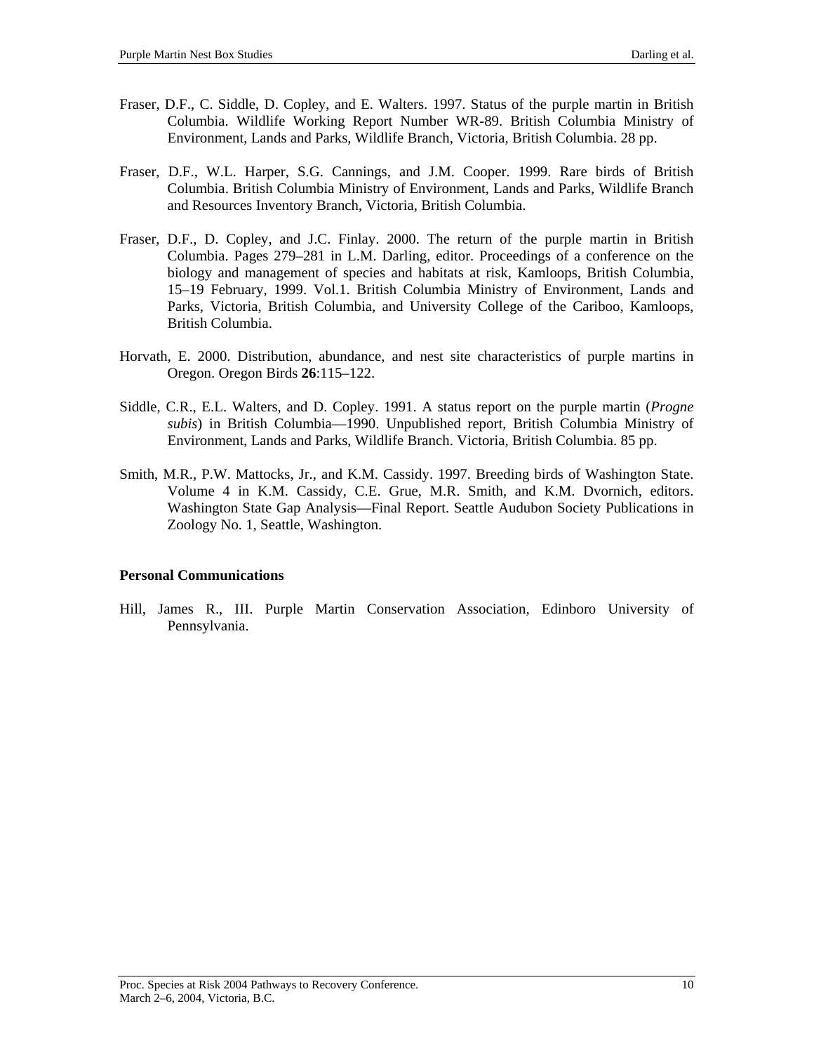Fraser, D.F., C. Siddle, D. Copley, and E. Walters. 1997. Status of the purple martin in British Columbia. Wildlife Working Report Number WR-89. British Columbia Ministry of Environment, Lands and Parks, Wildlife Branch, Victoria, British Columbia. 28 pp.

Fraser, D.F., W.L. Harper, S.G. Cannings, and J.M. Cooper. 1999. Rare birds of British Columbia. British Columbia Ministry of Environment, Lands and Parks, Wildlife Branch and Resources Inventory Branch, Victoria, British Columbia.

Fraser, D.F., D. Copley, and J.C. Finlay. 2000. The return of the purple martin in British Columbia. Pages 279–281 in L.M. Darling, editor. Proceedings of a conference on the biology and management of species and habitats at risk, Kamloops, British Columbia, 15–19 February, 1999. Vol.1. British Columbia Ministry of Environment, Lands and Parks, Victoria, British Columbia, and University College of the Cariboo, Kamloops, British Columbia.

Horvath, E. 2000. Distribution, abundance, and nest site characteristics of purple martins in Oregon. Oregon Birds **26**:115–122.

Siddle, C.R., E.L. Walters, and D. Copley. 1991. A status report on the purple martin (*Progne subis*) in British Columbia—1990. Unpublished report, British Columbia Ministry of Environment, Lands and Parks, Wildlife Branch. Victoria, British Columbia. 85 pp.

Smith, M.R., P.W. Mattocks, Jr., and K.M. Cassidy. 1997. Breeding birds of Washington State. Volume 4 in K.M. Cassidy, C.E. Grue, M.R. Smith, and K.M. Dvornich, editors. Washington State Gap Analysis—Final Report. Seattle Audubon Society Publications in Zoology No. 1, Seattle, Washington.

### Personal Communications

Hill, James R., III. Purple Martin Conservation Association, Edinboro University of Pennsylvania.